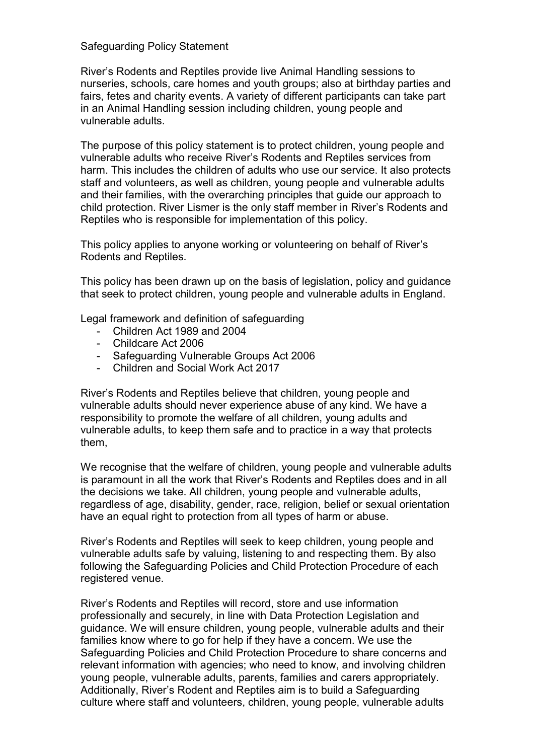# Safeguarding Policy Statement

River's Rodents and Reptiles provide live Animal Handling sessions to nurseries, schools, care homes and youth groups; also at birthday parties and fairs, fetes and charity events. A variety of different participants can take part in an Animal Handling session including children, young people and vulnerable adults.

The purpose of this policy statement is to protect children, young people and vulnerable adults who receive River's Rodents and Reptiles services from harm. This includes the children of adults who use our service. It also protects staff and volunteers, as well as children, young people and vulnerable adults and their families, with the overarching principles that guide our approach to child protection. River Lismer is the only staff member in River's Rodents and Reptiles who is responsible for implementation of this policy.

This policy applies to anyone working or volunteering on behalf of River's Rodents and Reptiles.

This policy has been drawn up on the basis of legislation, policy and guidance that seek to protect children, young people and vulnerable adults in England.

Legal framework and definition of safeguarding

- Children Act 1989 and 2004
- Childcare Act 2006
- Safeguarding Vulnerable Groups Act 2006
- Children and Social Work Act 2017

River's Rodents and Reptiles believe that children, young people and vulnerable adults should never experience abuse of any kind. We have a responsibility to promote the welfare of all children, young adults and vulnerable adults, to keep them safe and to practice in a way that protects them,

We recognise that the welfare of children, young people and vulnerable adults is paramount in all the work that River's Rodents and Reptiles does and in all the decisions we take. All children, young people and vulnerable adults, regardless of age, disability, gender, race, religion, belief or sexual orientation have an equal right to protection from all types of harm or abuse.

River's Rodents and Reptiles will seek to keep children, young people and vulnerable adults safe by valuing, listening to and respecting them. By also following the Safeguarding Policies and Child Protection Procedure of each registered venue.

River's Rodents and Reptiles will record, store and use information professionally and securely, in line with Data Protection Legislation and guidance. We will ensure children, young people, vulnerable adults and their families know where to go for help if they have a concern. We use the Safeguarding Policies and Child Protection Procedure to share concerns and relevant information with agencies; who need to know, and involving children young people, vulnerable adults, parents, families and carers appropriately. Additionally, River's Rodent and Reptiles aim is to build a Safeguarding culture where staff and volunteers, children, young people, vulnerable adults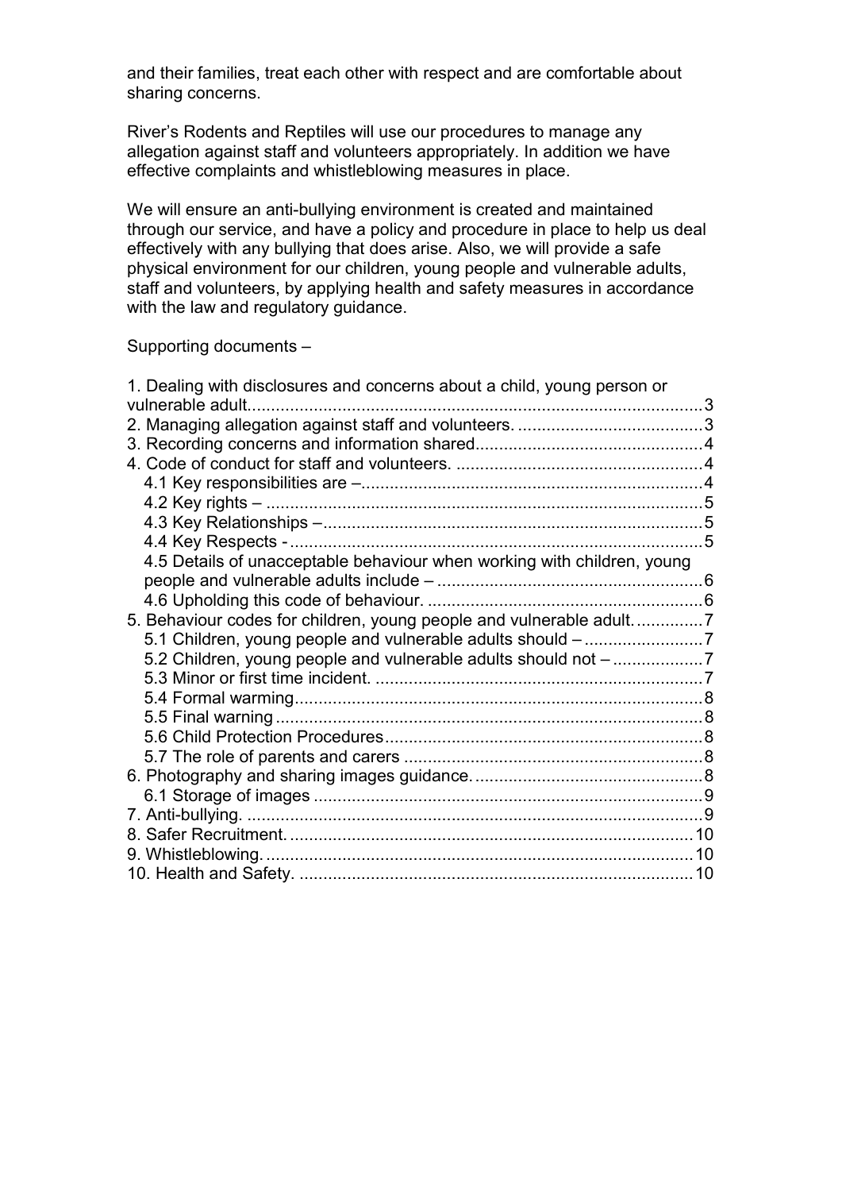and their families, treat each other with respect and are comfortable about sharing concerns.

River's Rodents and Reptiles will use our procedures to manage any allegation against staff and volunteers appropriately. In addition we have effective complaints and whistleblowing measures in place.

We will ensure an anti-bullying environment is created and maintained through our service, and have a policy and procedure in place to help us deal effectively with any bullying that does arise. Also, we will provide a safe physical environment for our children, young people and vulnerable adults, staff and volunteers, by applying health and safety measures in accordance with the law and regulatory guidance.

Supporting documents –

1. Dealing with disclosures and concerns about a child, young person or vulnerable adult.......................................................................................3
2. Managing allegation against staff and volunteers. .......................................3
3. Recording concerns and information shared................................................4
4. Code of conduct for staff and volunteers. ....................................................4
   - 4.1 Key responsibilities are –.......................................................................4
   - 4.2 Key rights – ............................................................................................5
   - 4.3 Key Relationships –................................................................................5
   - 4.4 Key Respects - .......................................................................................5
   - 4.5 Details of unacceptable behaviour when working with children, young people and vulnerable adults include – ........................................................6
   - 4.6 Upholding this code of behaviour. ..........................................................6
5. Behaviour codes for children, young people and vulnerable adult. ..............7
   - 5.1 Children, young people and vulnerable adults should – .........................7
   - 5.2 Children, young people and vulnerable adults should not – ...................7
   - 5.3 Minor or first time incident. ....................................................................7
   - 5.4 Formal warming......................................................................................8
   - 5.5 Final warning ..........................................................................................8
   - 5.6 Child Protection Procedures...................................................................8
   - 5.7 The role of parents and carers ...............................................................8
6. Photography and sharing images guidance. ................................................8
   - 6.1 Storage of images ..................................................................................9
7. Anti-bullying. ................................................................................................9
8. Safer Recruitment. .....................................................................................10
9. Whistleblowing. ..........................................................................................10
10. Health and Safety. ...................................................................................10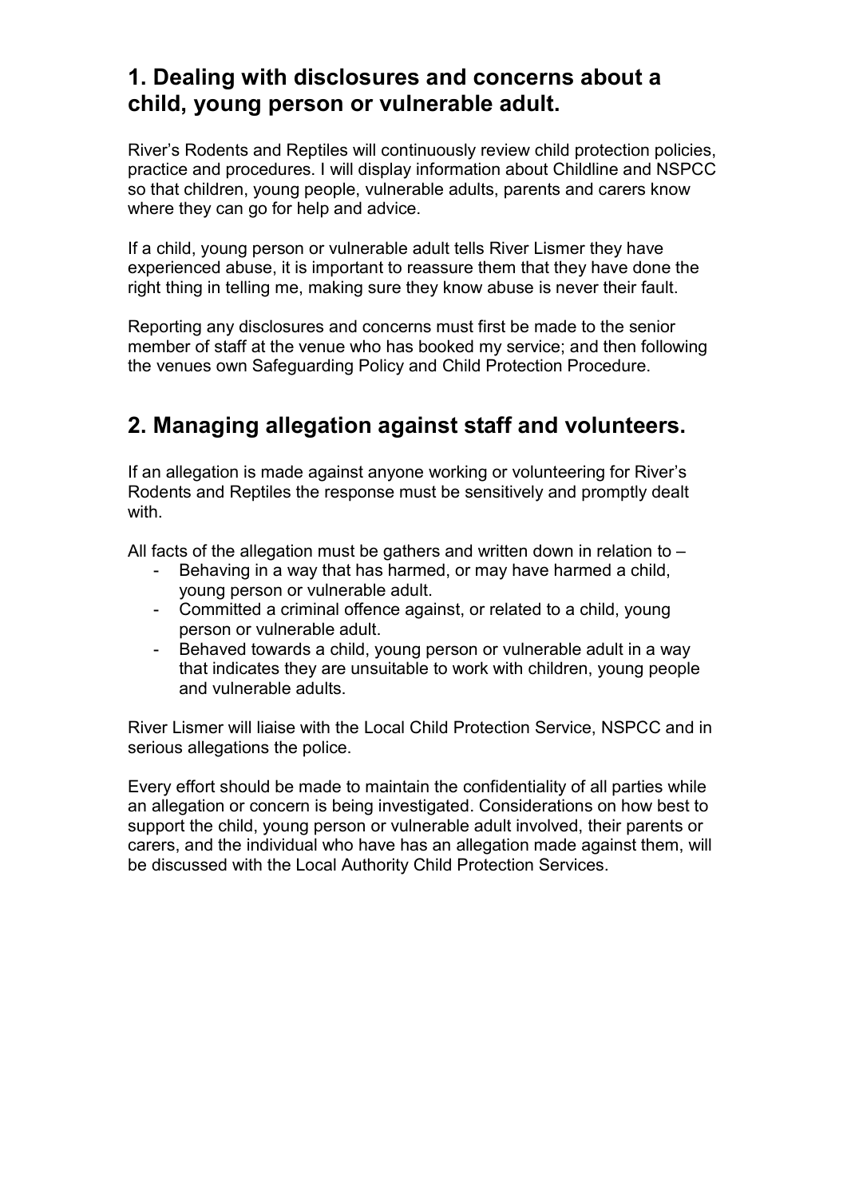## 1. Dealing with disclosures and concerns about a child, young person or vulnerable adult.

River's Rodents and Reptiles will continuously review child protection policies, practice and procedures. I will display information about Childline and NSPCC so that children, young people, vulnerable adults, parents and carers know where they can go for help and advice.

If a child, young person or vulnerable adult tells River Lismer they have experienced abuse, it is important to reassure them that they have done the right thing in telling me, making sure they know abuse is never their fault.

Reporting any disclosures and concerns must first be made to the senior member of staff at the venue who has booked my service; and then following the venues own Safeguarding Policy and Child Protection Procedure.

## 2. Managing allegation against staff and volunteers.

If an allegation is made against anyone working or volunteering for River's Rodents and Reptiles the response must be sensitively and promptly dealt with.

All facts of the allegation must be gathers and written down in relation to –

- Behaving in a way that has harmed, or may have harmed a child, young person or vulnerable adult.
- Committed a criminal offence against, or related to a child, young person or vulnerable adult.
- Behaved towards a child, young person or vulnerable adult in a way that indicates they are unsuitable to work with children, young people and vulnerable adults.

River Lismer will liaise with the Local Child Protection Service, NSPCC and in serious allegations the police.

Every effort should be made to maintain the confidentiality of all parties while an allegation or concern is being investigated. Considerations on how best to support the child, young person or vulnerable adult involved, their parents or carers, and the individual who have has an allegation made against them, will be discussed with the Local Authority Child Protection Services.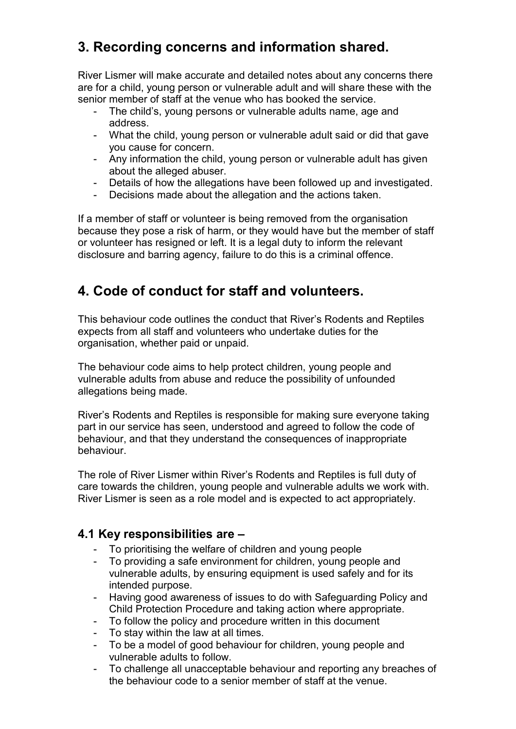## 3. Recording concerns and information shared.

River Lismer will make accurate and detailed notes about any concerns there are for a child, young person or vulnerable adult and will share these with the senior member of staff at the venue who has booked the service.

- The child's, young persons or vulnerable adults name, age and address.
- What the child, young person or vulnerable adult said or did that gave you cause for concern.
- Any information the child, young person or vulnerable adult has given about the alleged abuser.
- Details of how the allegations have been followed up and investigated.
- Decisions made about the allegation and the actions taken.

If a member of staff or volunteer is being removed from the organisation because they pose a risk of harm, or they would have but the member of staff or volunteer has resigned or left. It is a legal duty to inform the relevant disclosure and barring agency, failure to do this is a criminal offence.

## 4. Code of conduct for staff and volunteers.

This behaviour code outlines the conduct that River's Rodents and Reptiles expects from all staff and volunteers who undertake duties for the organisation, whether paid or unpaid.

The behaviour code aims to help protect children, young people and vulnerable adults from abuse and reduce the possibility of unfounded allegations being made.

River's Rodents and Reptiles is responsible for making sure everyone taking part in our service has seen, understood and agreed to follow the code of behaviour, and that they understand the consequences of inappropriate behaviour.

The role of River Lismer within River's Rodents and Reptiles is full duty of care towards the children, young people and vulnerable adults we work with. River Lismer is seen as a role model and is expected to act appropriately.

### 4.1 Key responsibilities are –

- To prioritising the welfare of children and young people
- To providing a safe environment for children, young people and vulnerable adults, by ensuring equipment is used safely and for its intended purpose.
- Having good awareness of issues to do with Safeguarding Policy and Child Protection Procedure and taking action where appropriate.
- To follow the policy and procedure written in this document
- To stay within the law at all times.
- To be a model of good behaviour for children, young people and vulnerable adults to follow.
- To challenge all unacceptable behaviour and reporting any breaches of the behaviour code to a senior member of staff at the venue.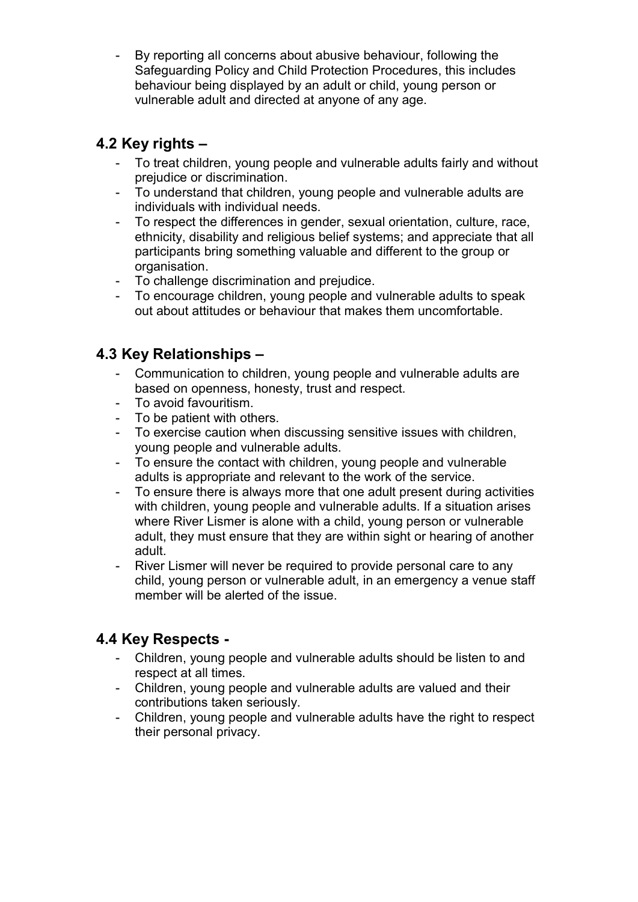- By reporting all concerns about abusive behaviour, following the Safeguarding Policy and Child Protection Procedures, this includes behaviour being displayed by an adult or child, young person or vulnerable adult and directed at anyone of any age.

## 4.2 Key rights –

- To treat children, young people and vulnerable adults fairly and without prejudice or discrimination.
- To understand that children, young people and vulnerable adults are individuals with individual needs.
- To respect the differences in gender, sexual orientation, culture, race, ethnicity, disability and religious belief systems; and appreciate that all participants bring something valuable and different to the group or organisation.
- To challenge discrimination and prejudice.
- To encourage children, young people and vulnerable adults to speak out about attitudes or behaviour that makes them uncomfortable.

## 4.3 Key Relationships –

- Communication to children, young people and vulnerable adults are based on openness, honesty, trust and respect.
- To avoid favouritism.
- To be patient with others.
- To exercise caution when discussing sensitive issues with children, young people and vulnerable adults.
- To ensure the contact with children, young people and vulnerable adults is appropriate and relevant to the work of the service.
- To ensure there is always more that one adult present during activities with children, young people and vulnerable adults. If a situation arises where River Lismer is alone with a child, young person or vulnerable adult, they must ensure that they are within sight or hearing of another adult.
- River Lismer will never be required to provide personal care to any child, young person or vulnerable adult, in an emergency a venue staff member will be alerted of the issue.

## 4.4 Key Respects -

- Children, young people and vulnerable adults should be listen to and respect at all times.
- Children, young people and vulnerable adults are valued and their contributions taken seriously.
- Children, young people and vulnerable adults have the right to respect their personal privacy.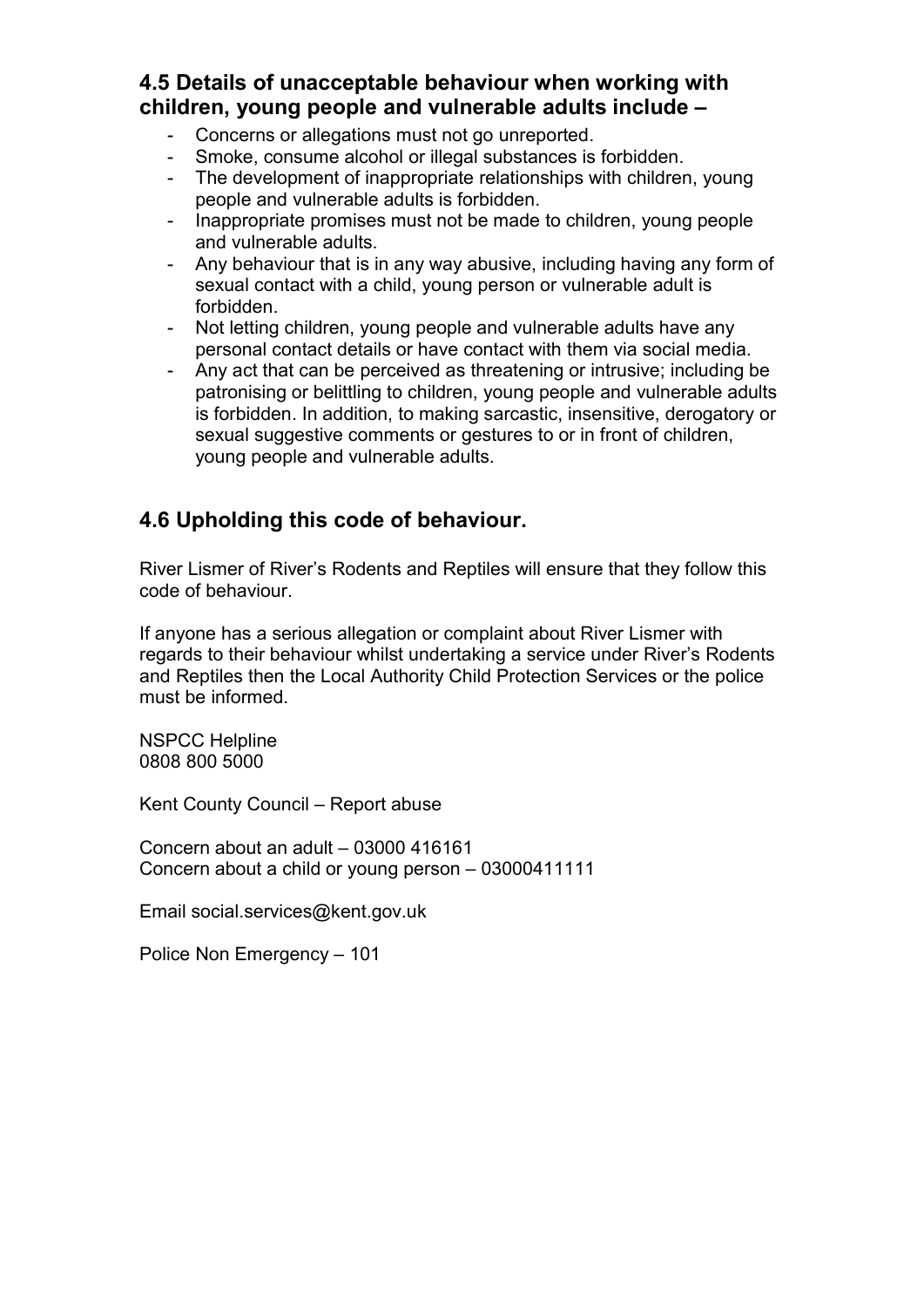## 4.5 Details of unacceptable behaviour when working with children, young people and vulnerable adults include –

- Concerns or allegations must not go unreported.
- Smoke, consume alcohol or illegal substances is forbidden.
- The development of inappropriate relationships with children, young people and vulnerable adults is forbidden.
- Inappropriate promises must not be made to children, young people and vulnerable adults.
- Any behaviour that is in any way abusive, including having any form of sexual contact with a child, young person or vulnerable adult is forbidden.
- Not letting children, young people and vulnerable adults have any personal contact details or have contact with them via social media.
- Any act that can be perceived as threatening or intrusive; including be patronising or belittling to children, young people and vulnerable adults is forbidden. In addition, to making sarcastic, insensitive, derogatory or sexual suggestive comments or gestures to or in front of children, young people and vulnerable adults.

## 4.6 Upholding this code of behaviour.

River Lismer of River's Rodents and Reptiles will ensure that they follow this code of behaviour.

If anyone has a serious allegation or complaint about River Lismer with regards to their behaviour whilst undertaking a service under River's Rodents and Reptiles then the Local Authority Child Protection Services or the police must be informed.

NSPCC Helpline
0808 800 5000

Kent County Council – Report abuse

Concern about an adult – 03000 416161
Concern about a child or young person – 03000411111

Email social.services@kent.gov.uk

Police Non Emergency – 101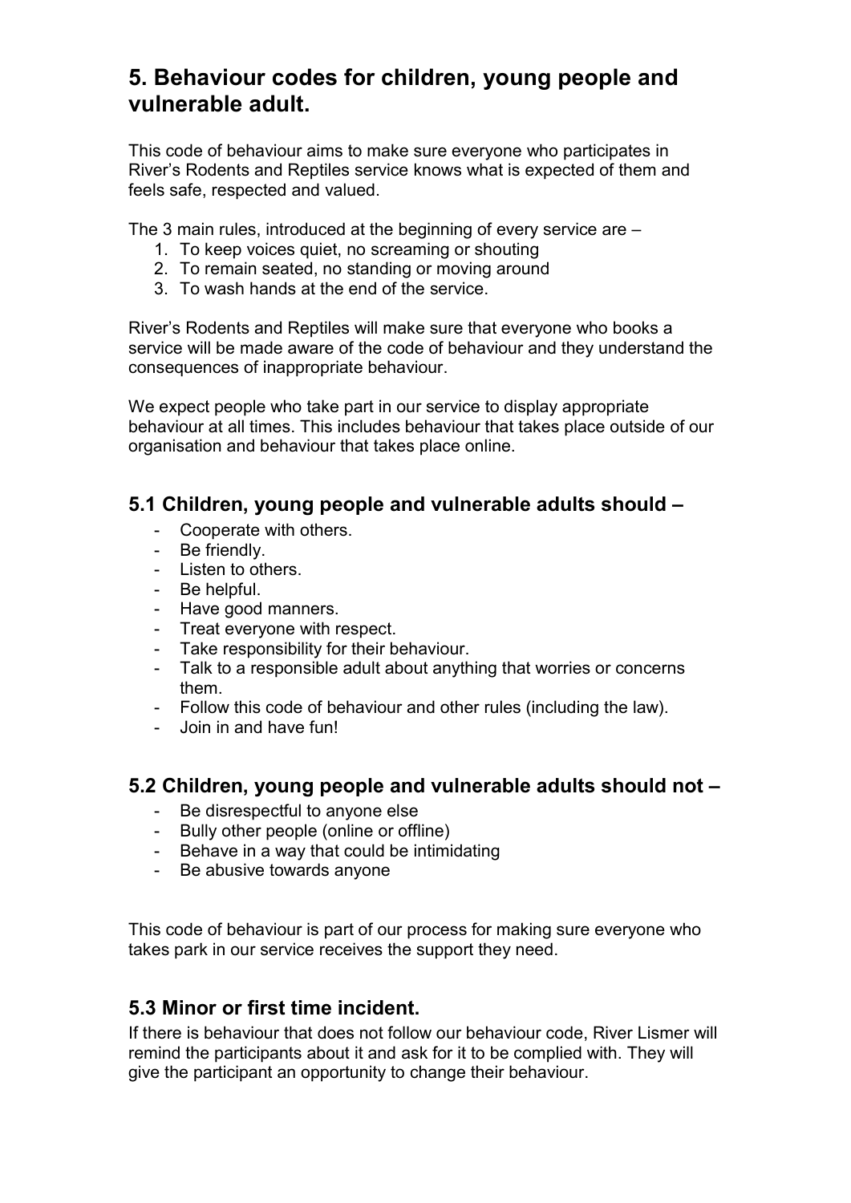## 5. Behaviour codes for children, young people and vulnerable adult.

This code of behaviour aims to make sure everyone who participates in River's Rodents and Reptiles service knows what is expected of them and feels safe, respected and valued.

The 3 main rules, introduced at the beginning of every service are –

1. To keep voices quiet, no screaming or shouting
2. To remain seated, no standing or moving around
3. To wash hands at the end of the service.

River's Rodents and Reptiles will make sure that everyone who books a service will be made aware of the code of behaviour and they understand the consequences of inappropriate behaviour.

We expect people who take part in our service to display appropriate behaviour at all times. This includes behaviour that takes place outside of our organisation and behaviour that takes place online.

### 5.1 Children, young people and vulnerable adults should –

- Cooperate with others.
- Be friendly.
- Listen to others.
- Be helpful.
- Have good manners.
- Treat everyone with respect.
- Take responsibility for their behaviour.
- Talk to a responsible adult about anything that worries or concerns them.
- Follow this code of behaviour and other rules (including the law).
- Join in and have fun!

### 5.2 Children, young people and vulnerable adults should not –

- Be disrespectful to anyone else
- Bully other people (online or offline)
- Behave in a way that could be intimidating
- Be abusive towards anyone

This code of behaviour is part of our process for making sure everyone who takes park in our service receives the support they need.

### 5.3 Minor or first time incident.

If there is behaviour that does not follow our behaviour code, River Lismer will remind the participants about it and ask for it to be complied with. They will give the participant an opportunity to change their behaviour.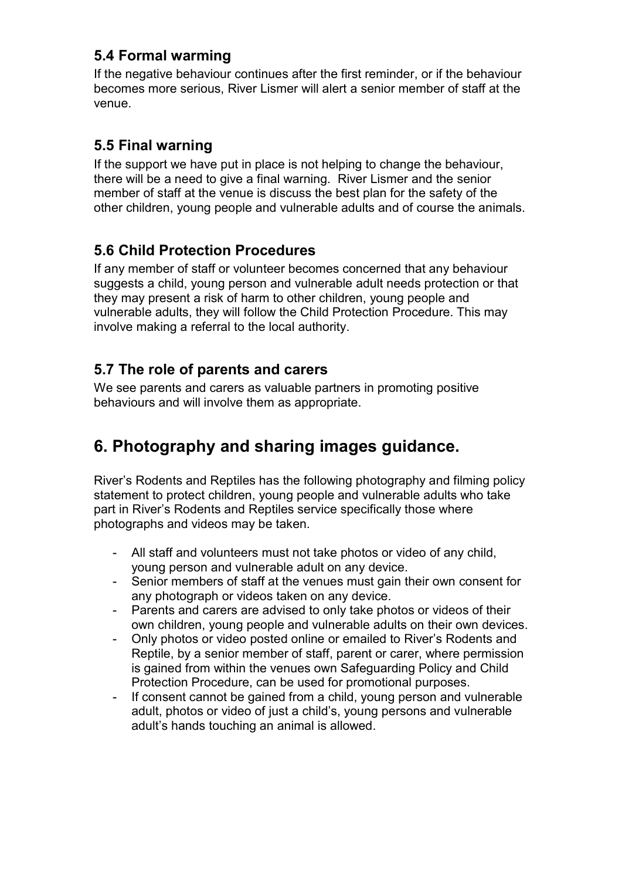### 5.4 Formal warming

If the negative behaviour continues after the first reminder, or if the behaviour becomes more serious, River Lismer will alert a senior member of staff at the venue.

### 5.5 Final warning

If the support we have put in place is not helping to change the behaviour, there will be a need to give a final warning. River Lismer and the senior member of staff at the venue is discuss the best plan for the safety of the other children, young people and vulnerable adults and of course the animals.

### 5.6 Child Protection Procedures

If any member of staff or volunteer becomes concerned that any behaviour suggests a child, young person and vulnerable adult needs protection or that they may present a risk of harm to other children, young people and vulnerable adults, they will follow the Child Protection Procedure. This may involve making a referral to the local authority.

### 5.7 The role of parents and carers

We see parents and carers as valuable partners in promoting positive behaviours and will involve them as appropriate.

## 6. Photography and sharing images guidance.

River's Rodents and Reptiles has the following photography and filming policy statement to protect children, young people and vulnerable adults who take part in River's Rodents and Reptiles service specifically those where photographs and videos may be taken.

- All staff and volunteers must not take photos or video of any child, young person and vulnerable adult on any device.
- Senior members of staff at the venues must gain their own consent for any photograph or videos taken on any device.
- Parents and carers are advised to only take photos or videos of their own children, young people and vulnerable adults on their own devices.
- Only photos or video posted online or emailed to River's Rodents and Reptile, by a senior member of staff, parent or carer, where permission is gained from within the venues own Safeguarding Policy and Child Protection Procedure, can be used for promotional purposes.
- If consent cannot be gained from a child, young person and vulnerable adult, photos or video of just a child's, young persons and vulnerable adult's hands touching an animal is allowed.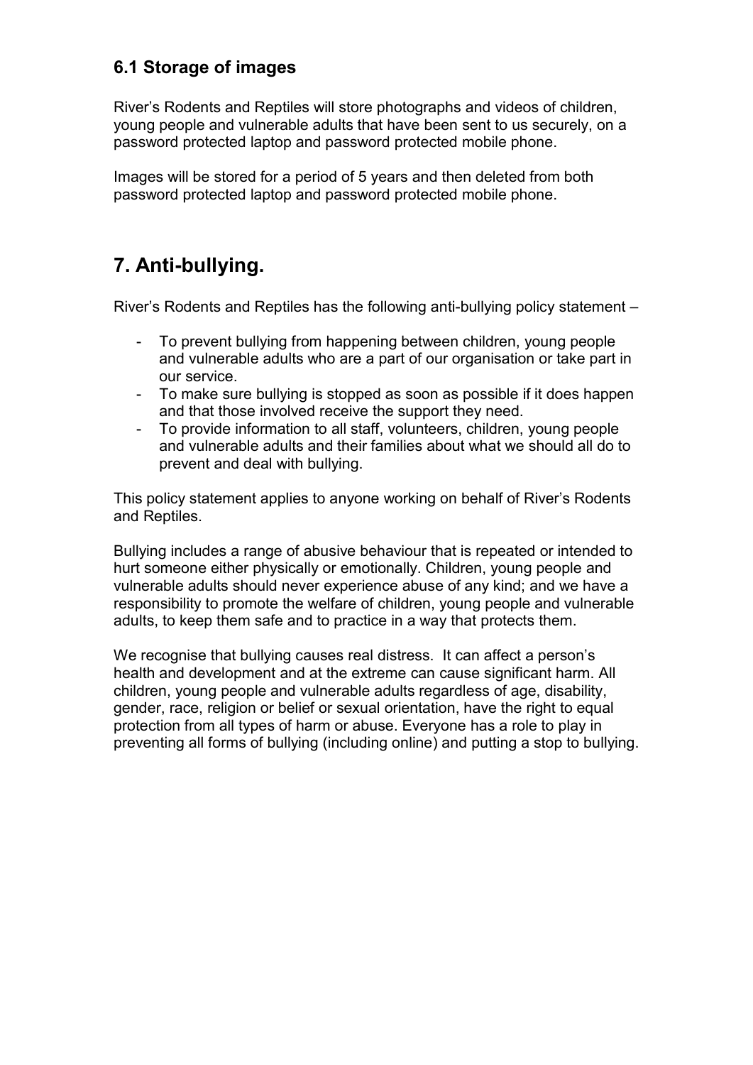### 6.1 Storage of images

River's Rodents and Reptiles will store photographs and videos of children, young people and vulnerable adults that have been sent to us securely, on a password protected laptop and password protected mobile phone.

Images will be stored for a period of 5 years and then deleted from both password protected laptop and password protected mobile phone.

## 7. Anti-bullying.

River's Rodents and Reptiles has the following anti-bullying policy statement –

- To prevent bullying from happening between children, young people and vulnerable adults who are a part of our organisation or take part in our service.
- To make sure bullying is stopped as soon as possible if it does happen and that those involved receive the support they need.
- To provide information to all staff, volunteers, children, young people and vulnerable adults and their families about what we should all do to prevent and deal with bullying.

This policy statement applies to anyone working on behalf of River's Rodents and Reptiles.

Bullying includes a range of abusive behaviour that is repeated or intended to hurt someone either physically or emotionally. Children, young people and vulnerable adults should never experience abuse of any kind; and we have a responsibility to promote the welfare of children, young people and vulnerable adults, to keep them safe and to practice in a way that protects them.

We recognise that bullying causes real distress. It can affect a person's health and development and at the extreme can cause significant harm. All children, young people and vulnerable adults regardless of age, disability, gender, race, religion or belief or sexual orientation, have the right to equal protection from all types of harm or abuse. Everyone has a role to play in preventing all forms of bullying (including online) and putting a stop to bullying.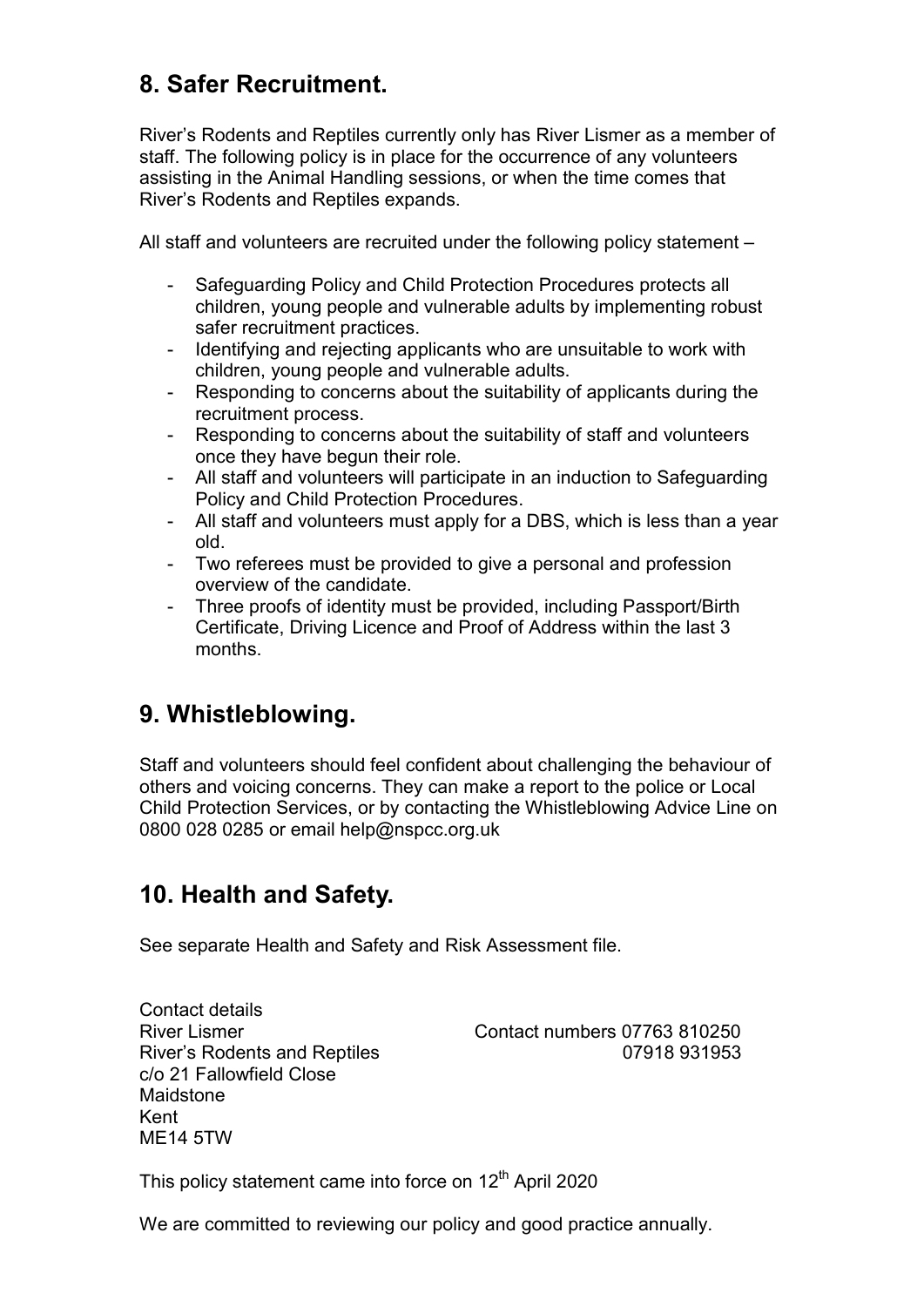## 8. Safer Recruitment.

River's Rodents and Reptiles currently only has River Lismer as a member of staff. The following policy is in place for the occurrence of any volunteers assisting in the Animal Handling sessions, or when the time comes that River's Rodents and Reptiles expands.

All staff and volunteers are recruited under the following policy statement –

- Safeguarding Policy and Child Protection Procedures protects all children, young people and vulnerable adults by implementing robust safer recruitment practices.
- Identifying and rejecting applicants who are unsuitable to work with children, young people and vulnerable adults.
- Responding to concerns about the suitability of applicants during the recruitment process.
- Responding to concerns about the suitability of staff and volunteers once they have begun their role.
- All staff and volunteers will participate in an induction to Safeguarding Policy and Child Protection Procedures.
- All staff and volunteers must apply for a DBS, which is less than a year old.
- Two referees must be provided to give a personal and profession overview of the candidate.
- Three proofs of identity must be provided, including Passport/Birth Certificate, Driving Licence and Proof of Address within the last 3 months.

## 9. Whistleblowing.

Staff and volunteers should feel confident about challenging the behaviour of others and voicing concerns. They can make a report to the police or Local Child Protection Services, or by contacting the Whistleblowing Advice Line on 0800 028 0285 or email help@nspcc.org.uk

## 10. Health and Safety.

See separate Health and Safety and Risk Assessment file.

Contact details
River Lismer
River's Rodents and Reptiles
c/o 21 Fallowfield Close
Maidstone
Kent
ME14 5TW

Contact numbers 07763 810250
07918 931953

This policy statement came into force on 12th April 2020

We are committed to reviewing our policy and good practice annually.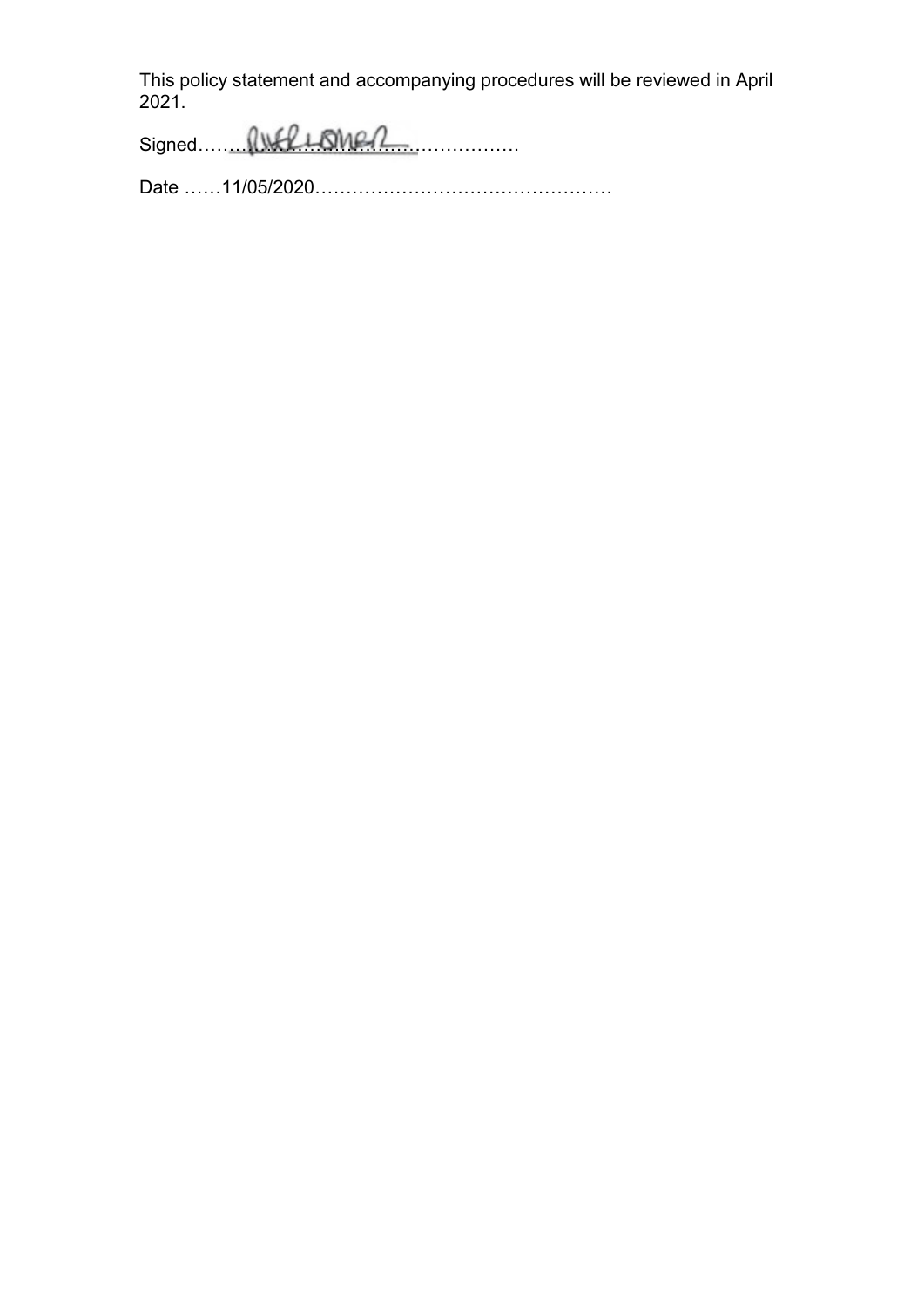This policy statement and accompanying procedures will be reviewed in April 2021.

Signed………………………………………………

Date ……11/05/2020…………………………………………